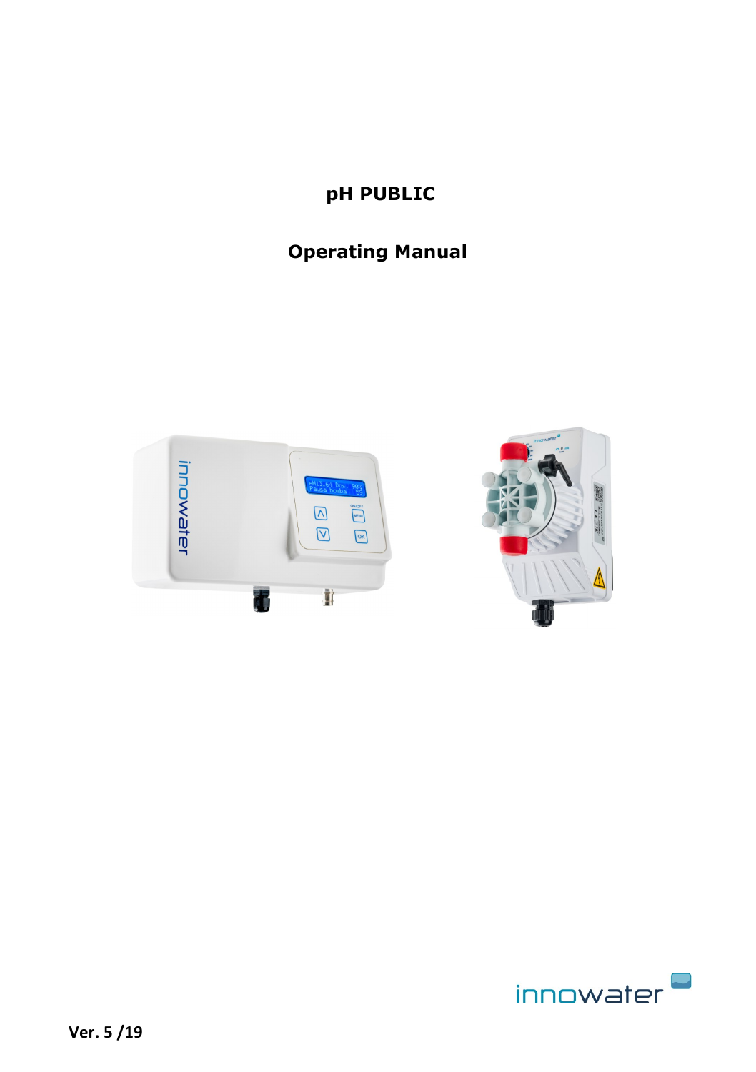# pH PUBLIC

## Operating Manual

innowater

Ver. 5 /19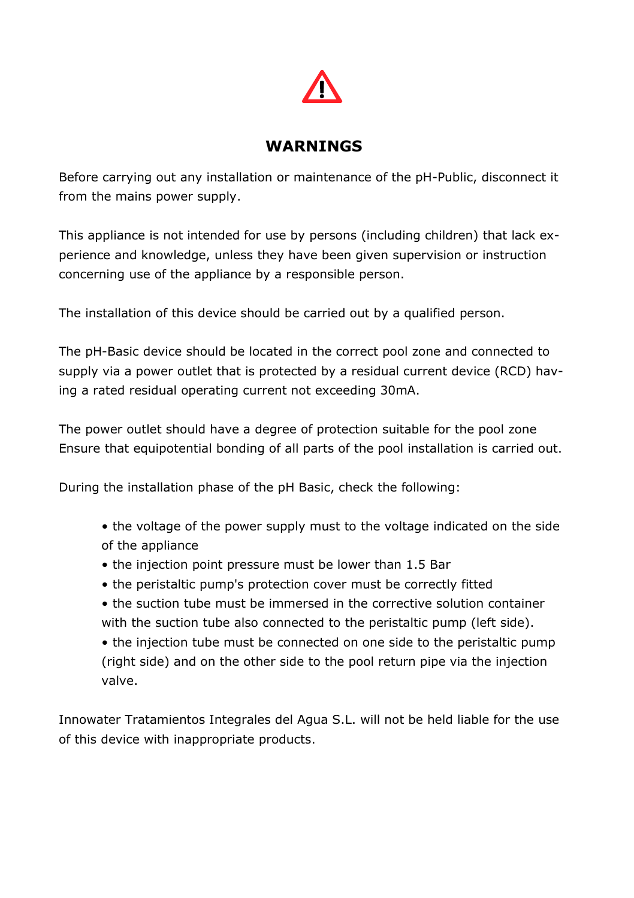## WARNINGS

Before carrying out any installation or maintenance of the pH-Public, disconnect it from the mains power supply.

This appliance is not intended for use by persons (including children) that lack experience and knowledge, unless they have been given supervision or instruction concerning use of the appliance by a responsible person.

The installation of this device should be carried out by a qualified person.

The pH-Basic device should be located in the correct pool zone and connected to supply via a power outlet that is protected by a residual current device (RCD) having a rated residual operating current not exceeding 30mA.

The power outlet should have a degree of protection suitable for the pool zone Ensure that equipotential bonding of all parts of the pool installation is carried out.

During the installation phase of the pH Basic, check the following:

- the voltage of the power supply must to the voltage indicated on the side of the appliance
- the injection point pressure must be lower than 1.5 Bar
- the peristaltic pump's protection cover must be correctly fitted
- the suction tube must be immersed in the corrective solution container with the suction tube also connected to the peristaltic pump (left side).
- the injection tube must be connected on one side to the peristaltic pump (right side) and on the other side to the pool return pipe via the injection valve.

Innowater Tratamientos Integrales del Agua S.L. will not be held liable for the use of this device with inappropriate products.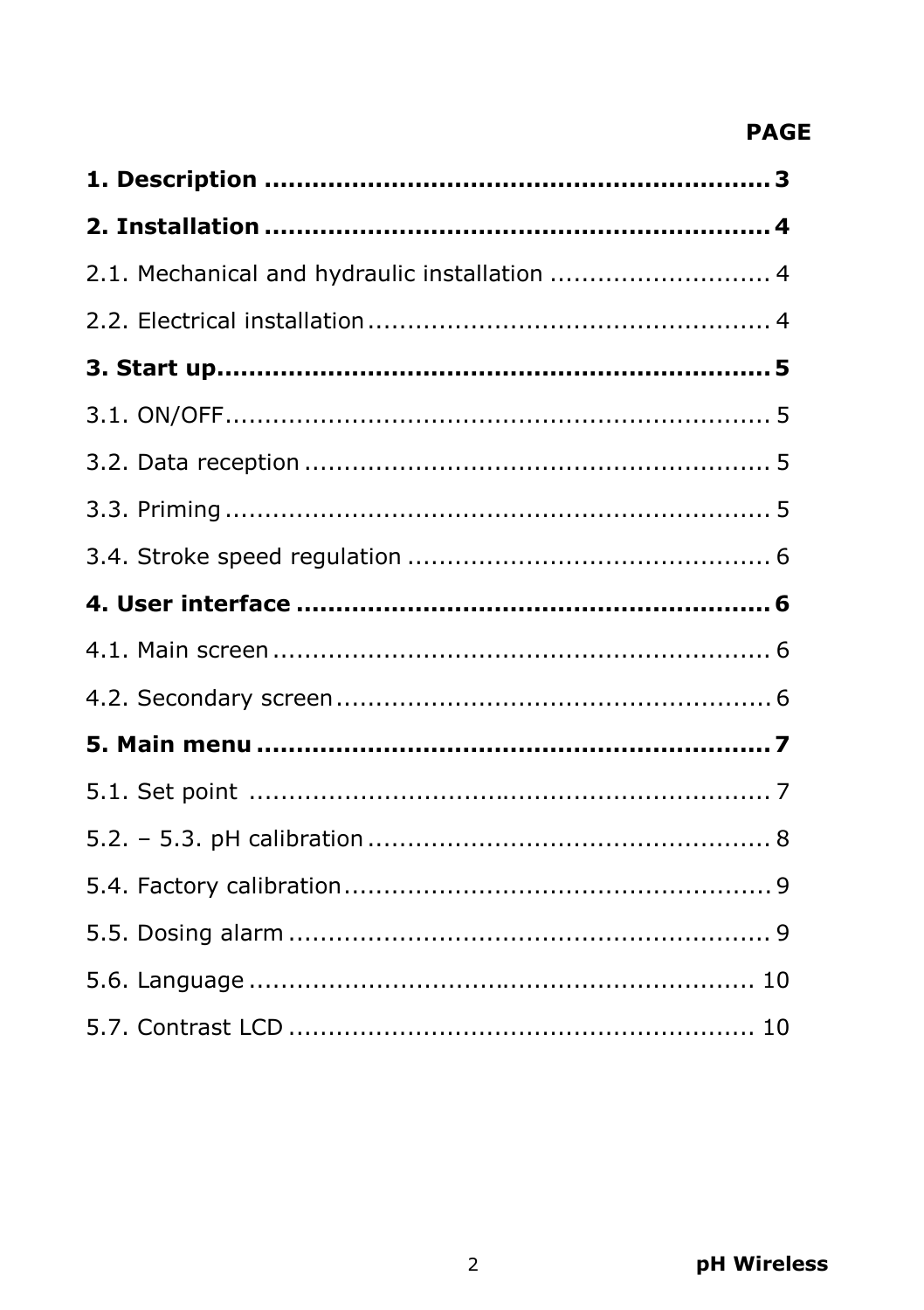**PAGE**

**1. Description ................................................................ 3**

**2. Installation ................................................................ 4**

2.1. Mechanical and hydraulic installation ............................ 4

2.2. Electrical installation .................................................... 4

**3. Start up...................................................................... 5**

3.1. ON/OFF...................................................................... 5

3.2. Data reception ............................................................ 5

3.3. Priming ...................................................................... 5

3.4. Stroke speed regulation ............................................... 6

**4. User interface ............................................................. 6**

4.1. Main screen ................................................................ 6

4.2. Secondary screen ........................................................ 6

**5. Main menu .................................................................. 7**

5.1. Set point ................................................................... 7

5.2. – 5.3. pH calibration .................................................... 8

5.4. Factory calibration....................................................... 9

5.5. Dosing alarm .............................................................. 9

5.6. Language ................................................................. 10

5.7. Contrast LCD ............................................................ 10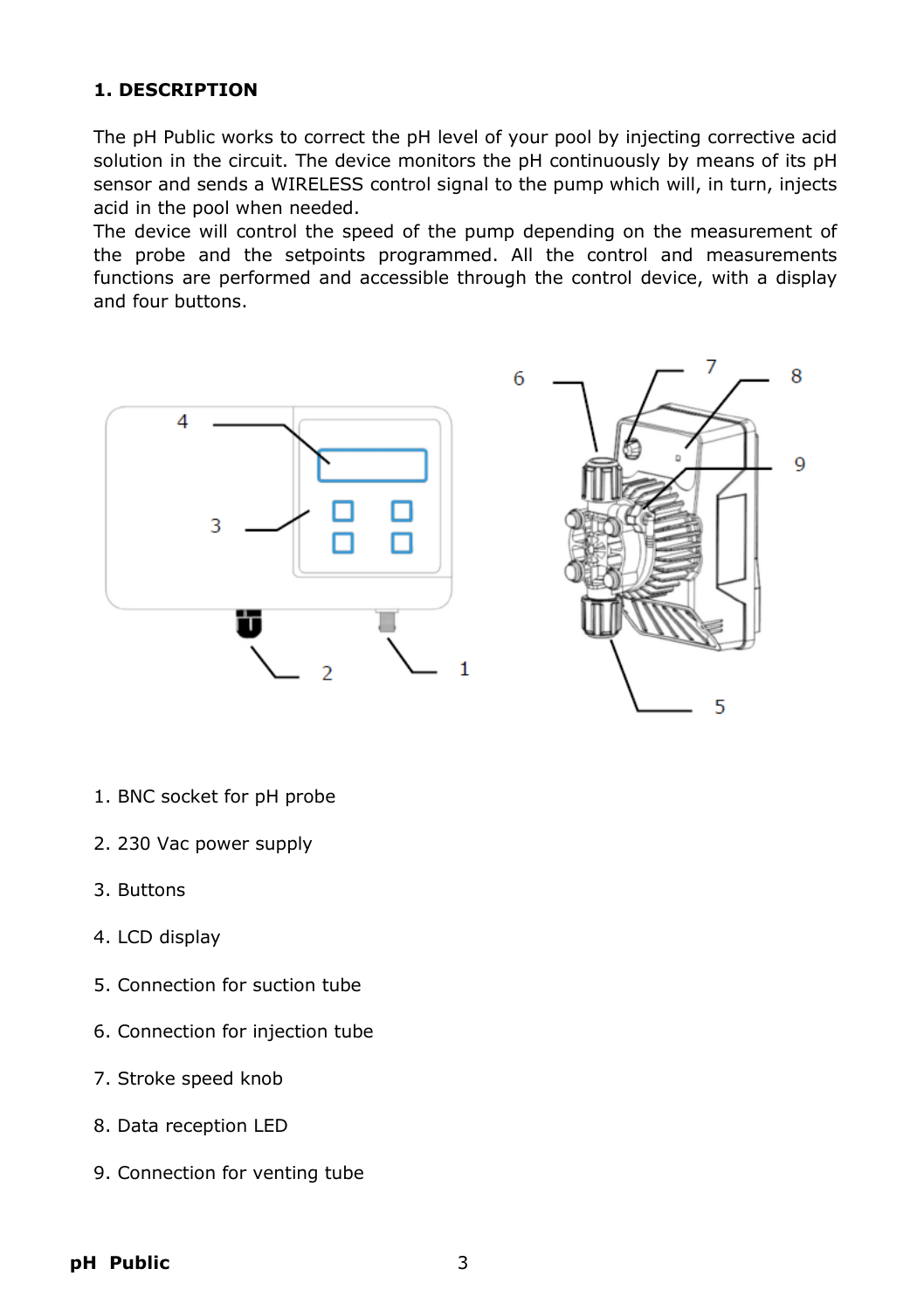## 1. DESCRIPTION

The pH Public works to correct the pH level of your pool by injecting corrective acid solution in the circuit. The device monitors the pH continuously by means of its pH sensor and sends a WIRELESS control signal to the pump which will, in turn, injects acid in the pool when needed.
The device will control the speed of the pump depending on the measurement of the probe and the setpoints programmed. All the control and measurements functions are performed and accessible through the control device, with a display and four buttons.

1. BNC socket for pH probe
2. 230 Vac power supply
3. Buttons
4. LCD display
5. Connection for suction tube
6. Connection for injection tube
7. Stroke speed knob
8. Data reception LED
9. Connection for venting tube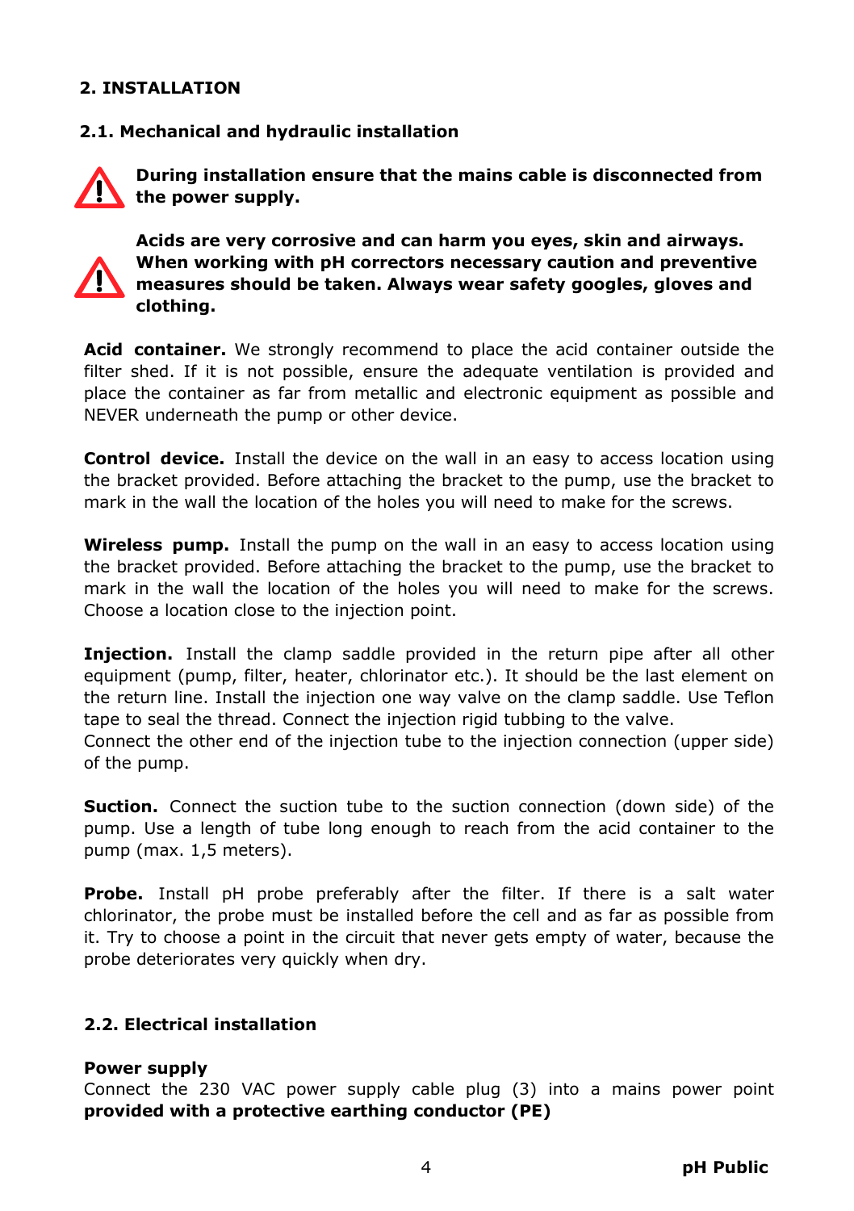# 2. INSTALLATION

## 2.1. Mechanical and hydraulic installation

⚠ **During installation ensure that the mains cable is disconnected from the power supply.**

⚠ **Acids are very corrosive and can harm you eyes, skin and airways. When working with pH correctors necessary caution and preventive measures should be taken. Always wear safety googles, gloves and clothing.**

**Acid container.** We strongly recommend to place the acid container outside the filter shed. If it is not possible, ensure the adequate ventilation is provided and place the container as far from metallic and electronic equipment as possible and NEVER underneath the pump or other device.

**Control device.** Install the device on the wall in an easy to access location using the bracket provided. Before attaching the bracket to the pump, use the bracket to mark in the wall the location of the holes you will need to make for the screws.

**Wireless pump.** Install the pump on the wall in an easy to access location using the bracket provided. Before attaching the bracket to the pump, use the bracket to mark in the wall the location of the holes you will need to make for the screws. Choose a location close to the injection point.

**Injection.** Install the clamp saddle provided in the return pipe after all other equipment (pump, filter, heater, chlorinator etc.). It should be the last element on the return line. Install the injection one way valve on the clamp saddle. Use Teflon tape to seal the thread. Connect the injection rigid tubbing to the valve.
Connect the other end of the injection tube to the injection connection (upper side) of the pump.

**Suction.** Connect the suction tube to the suction connection (down side) of the pump. Use a length of tube long enough to reach from the acid container to the pump (max. 1,5 meters).

**Probe.** Install pH probe preferably after the filter. If there is a salt water chlorinator, the probe must be installed before the cell and as far as possible from it. Try to choose a point in the circuit that never gets empty of water, because the probe deteriorates very quickly when dry.

## 2.2. Electrical installation

**Power supply**
Connect the 230 VAC power supply cable plug (3) into a mains power point **provided with a protective earthing conductor (PE)**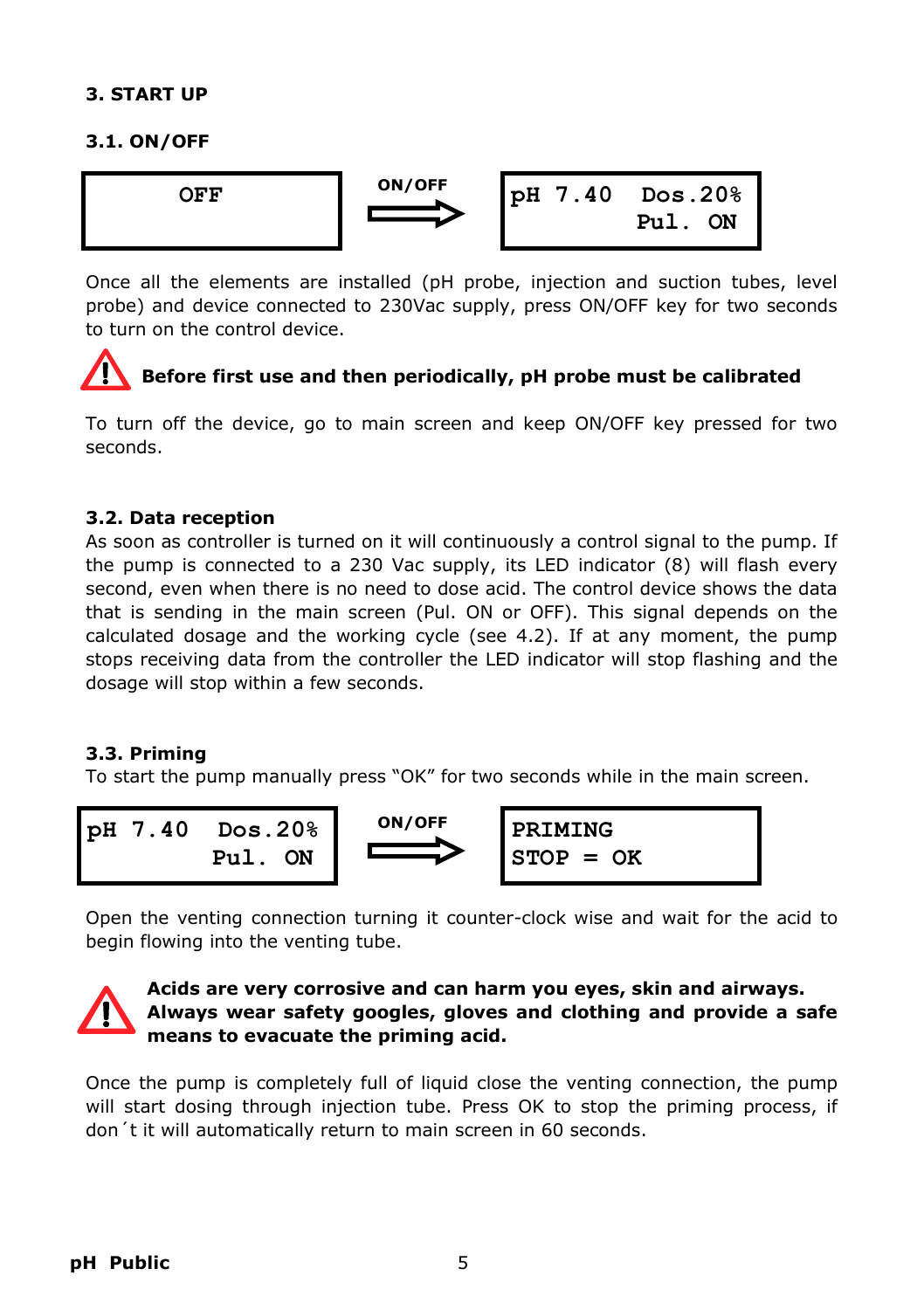## 3. START UP

### 3.1. ON/OFF

| OFF | ON/OFF ⇒ | pH 7.40 Dos.20% Pul. ON |
|---|---|---|

Once all the elements are installed (pH probe, injection and suction tubes, level probe) and device connected to 230Vac supply, press ON/OFF key for two seconds to turn on the control device.

⚠ **Before first use and then periodically, pH probe must be calibrated**

To turn off the device, go to main screen and keep ON/OFF key pressed for two seconds.

### 3.2. Data reception

As soon as controller is turned on it will continuously a control signal to the pump. If the pump is connected to a 230 Vac supply, its LED indicator (8) will flash every second, even when there is no need to dose acid. The control device shows the data that is sending in the main screen (Pul. ON or OFF). This signal depends on the calculated dosage and the working cycle (see 4.2). If at any moment, the pump stops receiving data from the controller the LED indicator will stop flashing and the dosage will stop within a few seconds.

### 3.3. Priming

To start the pump manually press "OK" for two seconds while in the main screen.

| pH 7.40 Dos.20% Pul. ON | ON/OFF ⇒ | PRIMING STOP = OK |
|---|---|---|

Open the venting connection turning it counter-clock wise and wait for the acid to begin flowing into the venting tube.

⚠ **Acids are very corrosive and can harm you eyes, skin and airways. Always wear safety googles, gloves and clothing and provide a safe means to evacuate the priming acid.**

Once the pump is completely full of liquid close the venting connection, the pump will start dosing through injection tube. Press OK to stop the priming process, if don´t it will automatically return to main screen in 60 seconds.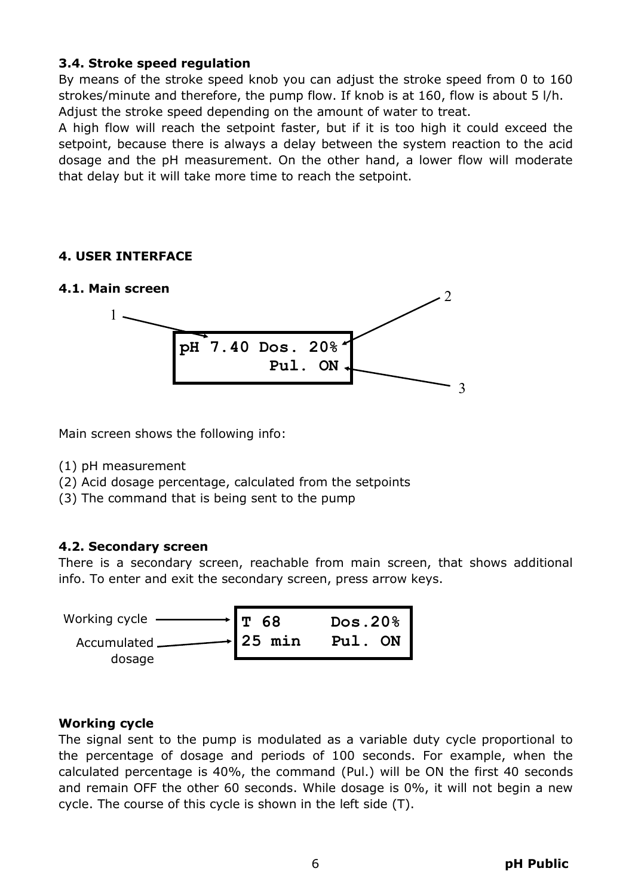### 3.4. Stroke speed regulation

By means of the stroke speed knob you can adjust the stroke speed from 0 to 160 strokes/minute and therefore, the pump flow. If knob is at 160, flow is about 5 l/h. Adjust the stroke speed depending on the amount of water to treat.

A high flow will reach the setpoint faster, but if it is too high it could exceed the setpoint, because there is always a delay between the system reaction to the acid dosage and the pH measurement. On the other hand, a lower flow will moderate that delay but it will take more time to reach the setpoint.

## 4. USER INTERFACE

### 4.1. Main screen

```
pH 7.40 Dos. 20%
         Pul. ON
```

Main screen shows the following info:

(1) pH measurement
(2) Acid dosage percentage, calculated from the setpoints
(3) The command that is being sent to the pump

### 4.2. Secondary screen

There is a secondary screen, reachable from main screen, that shows additional info. To enter and exit the secondary screen, press arrow keys.

```
T 68      Dos.20%
25 min    Pul. ON
```

Working cycle → T 68

Accumulated dosage → 25 min

**Working cycle**

The signal sent to the pump is modulated as a variable duty cycle proportional to the percentage of dosage and periods of 100 seconds. For example, when the calculated percentage is 40%, the command (Pul.) will be ON the first 40 seconds and remain OFF the other 60 seconds. While dosage is 0%, it will not begin a new cycle. The course of this cycle is shown in the left side (T).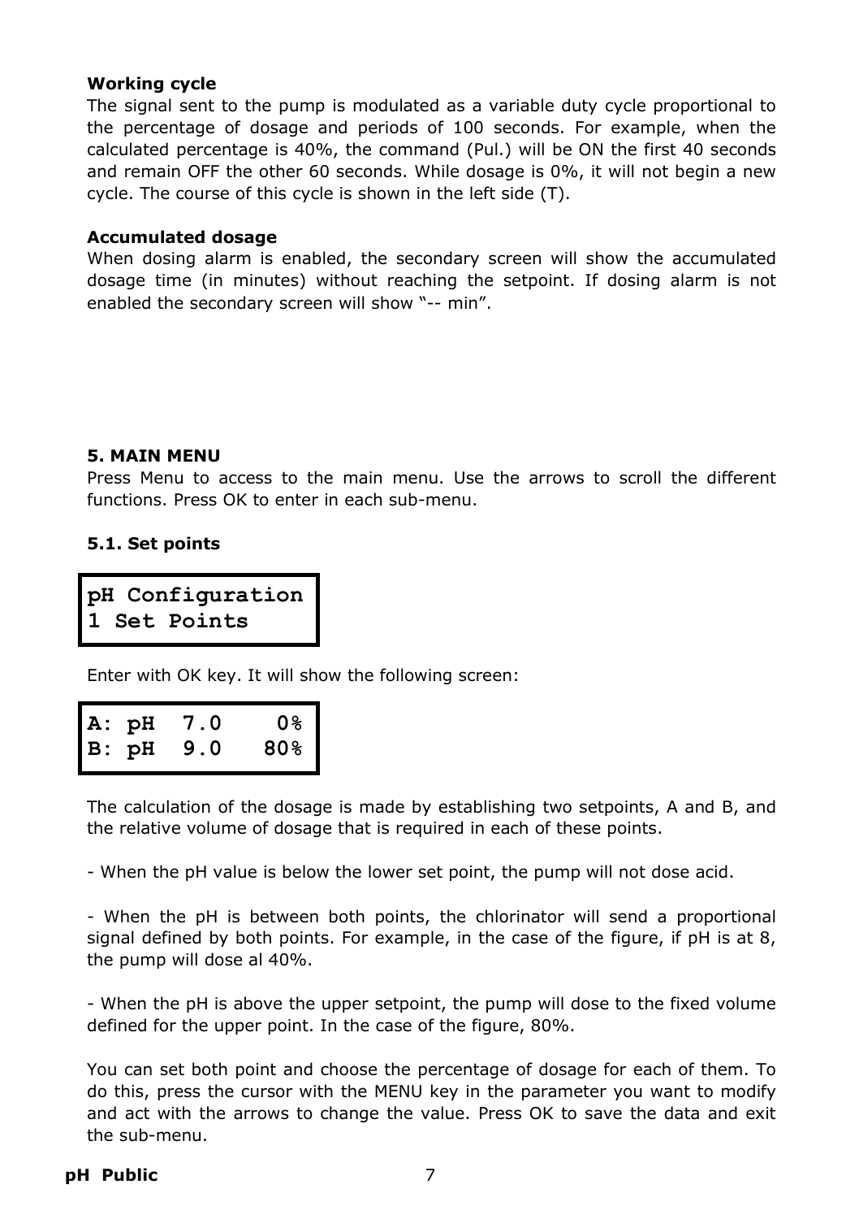**Working cycle**

The signal sent to the pump is modulated as a variable duty cycle proportional to the percentage of dosage and periods of 100 seconds. For example, when the calculated percentage is 40%, the command (Pul.) will be ON the first 40 seconds and remain OFF the other 60 seconds. While dosage is 0%, it will not begin a new cycle. The course of this cycle is shown in the left side (T).

**Accumulated dosage**

When dosing alarm is enabled, the secondary screen will show the accumulated dosage time (in minutes) without reaching the setpoint. If dosing alarm is not enabled the secondary screen will show "-- min".

## 5. MAIN MENU

Press Menu to access to the main menu. Use the arrows to scroll the different functions. Press OK to enter in each sub-menu.

### 5.1. Set points

```
pH Configuration
1 Set Points
```

Enter with OK key. It will show the following screen:

```
A: pH  7.0    0%
B: pH  9.0   80%
```

The calculation of the dosage is made by establishing two setpoints, A and B, and the relative volume of dosage that is required in each of these points.

- When the pH value is below the lower set point, the pump will not dose acid.

- When the pH is between both points, the chlorinator will send a proportional signal defined by both points. For example, in the case of the figure, if pH is at 8, the pump will dose al 40%.

- When the pH is above the upper setpoint, the pump will dose to the fixed volume defined for the upper point. In the case of the figure, 80%.

You can set both point and choose the percentage of dosage for each of them. To do this, press the cursor with the MENU key in the parameter you want to modify and act with the arrows to change the value. Press OK to save the data and exit the sub-menu.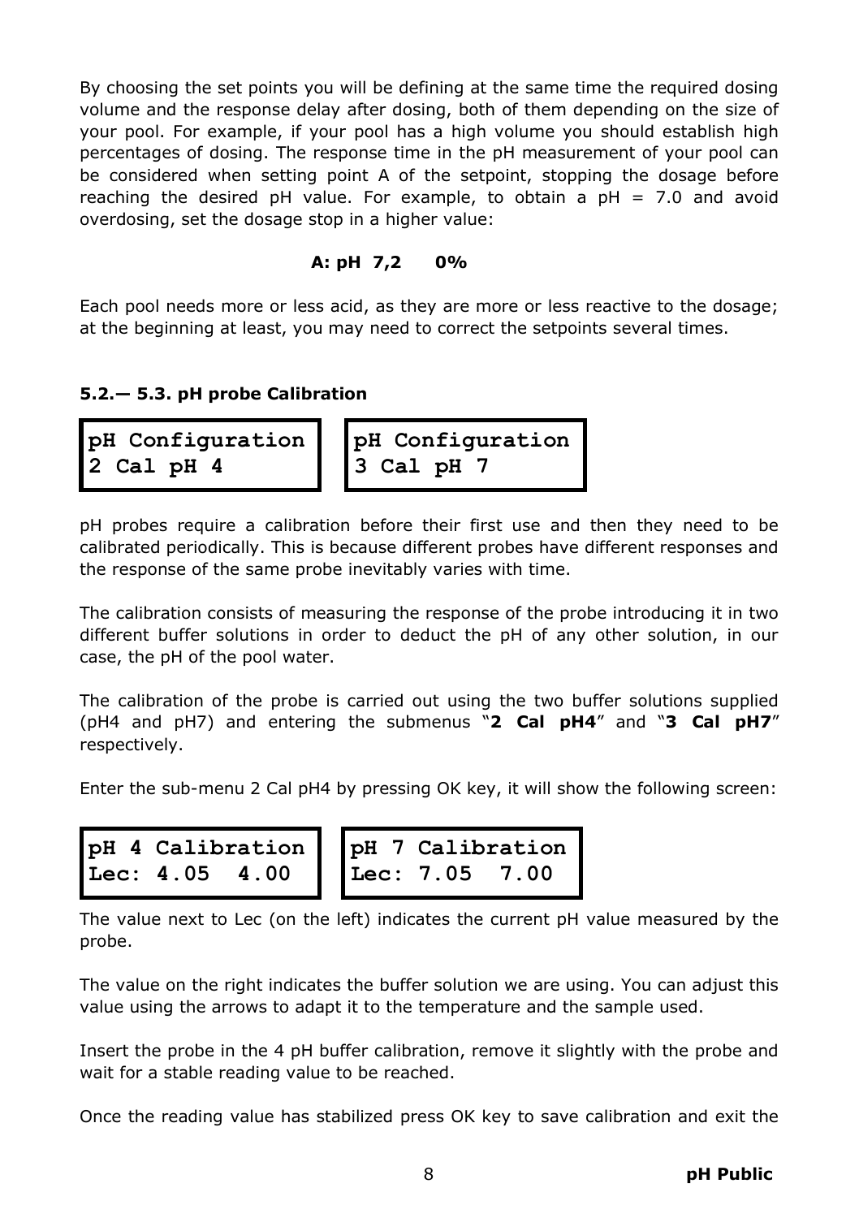By choosing the set points you will be defining at the same time the required dosing volume and the response delay after dosing, both of them depending on the size of your pool. For example, if your pool has a high volume you should establish high percentages of dosing. The response time in the pH measurement of your pool can be considered when setting point A of the setpoint, stopping the dosage before reaching the desired pH value. For example, to obtain a pH = 7.0 and avoid overdosing, set the dosage stop in a higher value:

**A: pH 7,2 0%**

Each pool needs more or less acid, as they are more or less reactive to the dosage; at the beginning at least, you may need to correct the setpoints several times.

### 5.2.— 5.3. pH probe Calibration

```
pH Configuration
2 Cal pH 4
```

```
pH Configuration
3 Cal pH 7
```

pH probes require a calibration before their first use and then they need to be calibrated periodically. This is because different probes have different responses and the response of the same probe inevitably varies with time.

The calibration consists of measuring the response of the probe introducing it in two different buffer solutions in order to deduct the pH of any other solution, in our case, the pH of the pool water.

The calibration of the probe is carried out using the two buffer solutions supplied (pH4 and pH7) and entering the submenus "**2 Cal pH4**" and "**3 Cal pH7**" respectively.

Enter the sub-menu 2 Cal pH4 by pressing OK key, it will show the following screen:

```
pH 4 Calibration
Lec: 4.05  4.00
```

```
pH 7 Calibration
Lec: 7.05  7.00
```

The value next to Lec (on the left) indicates the current pH value measured by the probe.

The value on the right indicates the buffer solution we are using. You can adjust this value using the arrows to adapt it to the temperature and the sample used.

Insert the probe in the 4 pH buffer calibration, remove it slightly with the probe and wait for a stable reading value to be reached.

Once the reading value has stabilized press OK key to save calibration and exit the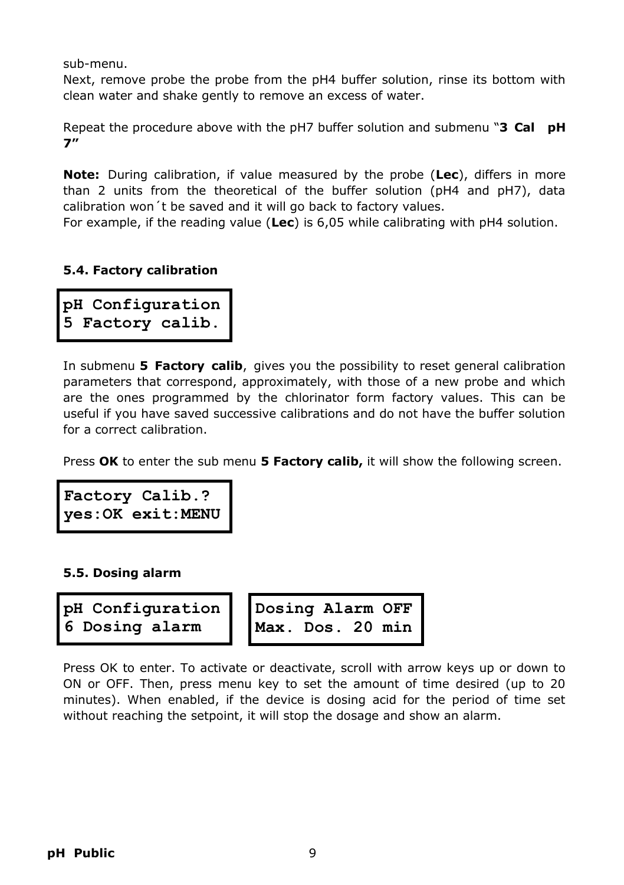sub-menu.

Next, remove probe the probe from the pH4 buffer solution, rinse its bottom with clean water and shake gently to remove an excess of water.

Repeat the procedure above with the pH7 buffer solution and submenu "**3 Cal pH 7"**

**Note:** During calibration, if value measured by the probe (**Lec**), differs in more than 2 units from the theoretical of the buffer solution (pH4 and pH7), data calibration won´t be saved and it will go back to factory values.

For example, if the reading value (**Lec**) is 6,05 while calibrating with pH4 solution.

### 5.4. Factory calibration

```
pH Configuration
5 Factory calib.
```

In submenu **5 Factory calib**, gives you the possibility to reset general calibration parameters that correspond, approximately, with those of a new probe and which are the ones programmed by the chlorinator form factory values. This can be useful if you have saved successive calibrations and do not have the buffer solution for a correct calibration.

Press **OK** to enter the sub menu **5 Factory calib,** it will show the following screen.

```
Factory Calib.?
yes:OK exit:MENU
```

### 5.5. Dosing alarm

```
pH Configuration
6 Dosing alarm
```

```
Dosing Alarm OFF
Max. Dos. 20 min
```

Press OK to enter. To activate or deactivate, scroll with arrow keys up or down to ON or OFF. Then, press menu key to set the amount of time desired (up to 20 minutes). When enabled, if the device is dosing acid for the period of time set without reaching the setpoint, it will stop the dosage and show an alarm.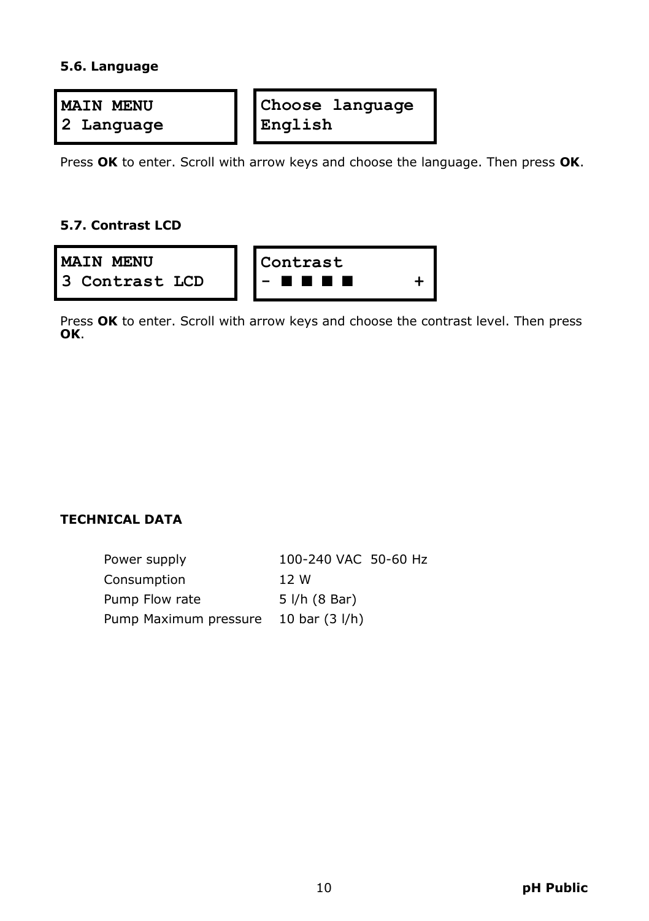### 5.6. Language

```
MAIN MENU
2 Language
```

```
Choose language
English
```

Press **OK** to enter. Scroll with arrow keys and choose the language. Then press **OK**.

### 5.7. Contrast LCD

```
MAIN MENU
3 Contrast LCD
```

```
Contrast
- ■ ■ ■ ■      +
```

Press **OK** to enter. Scroll with arrow keys and choose the contrast level. Then press **OK**.

## TECHNICAL DATA

| | |
|---|---|
| Power supply | 100-240 VAC 50-60 Hz |
| Consumption | 12 W |
| Pump Flow rate | 5 l/h (8 Bar) |
| Pump Maximum pressure | 10 bar (3 l/h) |